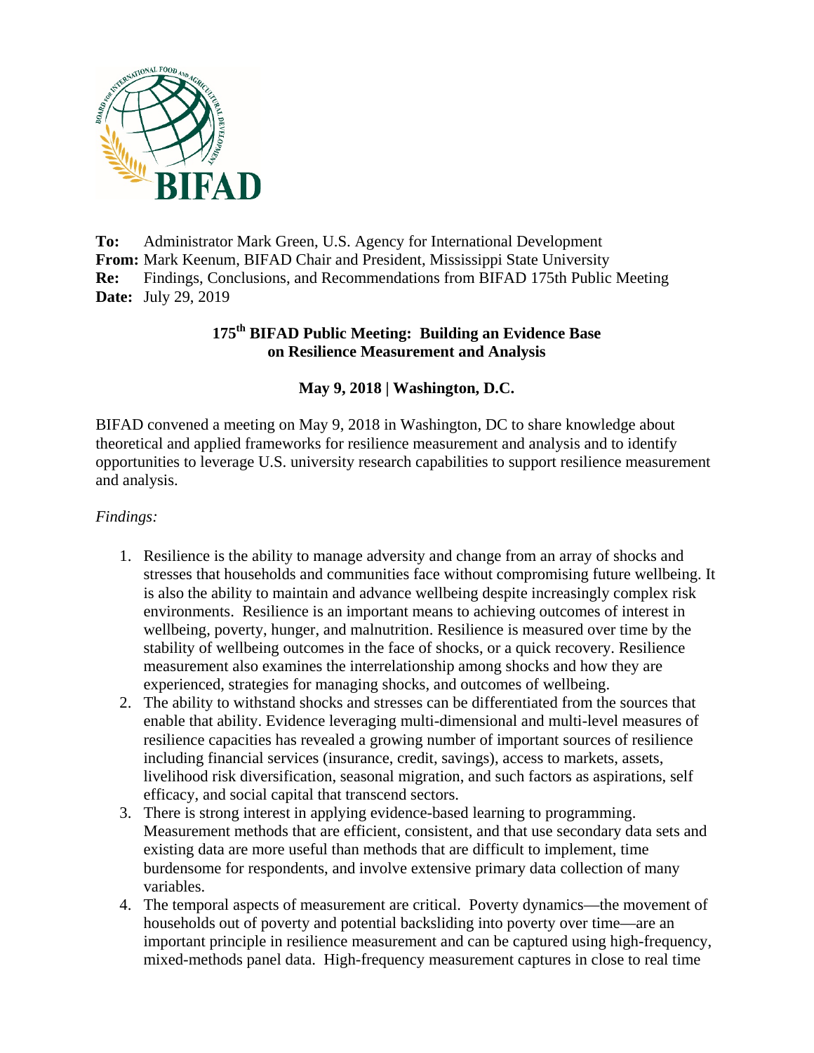**To:** Administrator Mark Green, U.S. Agency for International Development
**From:** Mark Keenum, BIFAD Chair and President, Mississippi State University
**Re:** Findings, Conclusions, and Recommendations from BIFAD 175th Public Meeting
**Date:** July 29, 2019

## 175th BIFAD Public Meeting: Building an Evidence Base on Resilience Measurement and Analysis

### May 9, 2018 | Washington, D.C.

BIFAD convened a meeting on May 9, 2018 in Washington, DC to share knowledge about theoretical and applied frameworks for resilience measurement and analysis and to identify opportunities to leverage U.S. university research capabilities to support resilience measurement and analysis.

*Findings:*

1. Resilience is the ability to manage adversity and change from an array of shocks and stresses that households and communities face without compromising future wellbeing. It is also the ability to maintain and advance wellbeing despite increasingly complex risk environments. Resilience is an important means to achieving outcomes of interest in wellbeing, poverty, hunger, and malnutrition. Resilience is measured over time by the stability of wellbeing outcomes in the face of shocks, or a quick recovery. Resilience measurement also examines the interrelationship among shocks and how they are experienced, strategies for managing shocks, and outcomes of wellbeing.
2. The ability to withstand shocks and stresses can be differentiated from the sources that enable that ability. Evidence leveraging multi-dimensional and multi-level measures of resilience capacities has revealed a growing number of important sources of resilience including financial services (insurance, credit, savings), access to markets, assets, livelihood risk diversification, seasonal migration, and such factors as aspirations, self efficacy, and social capital that transcend sectors.
3. There is strong interest in applying evidence-based learning to programming. Measurement methods that are efficient, consistent, and that use secondary data sets and existing data are more useful than methods that are difficult to implement, time burdensome for respondents, and involve extensive primary data collection of many variables.
4. The temporal aspects of measurement are critical. Poverty dynamics—the movement of households out of poverty and potential backsliding into poverty over time—are an important principle in resilience measurement and can be captured using high-frequency, mixed-methods panel data. High-frequency measurement captures in close to real time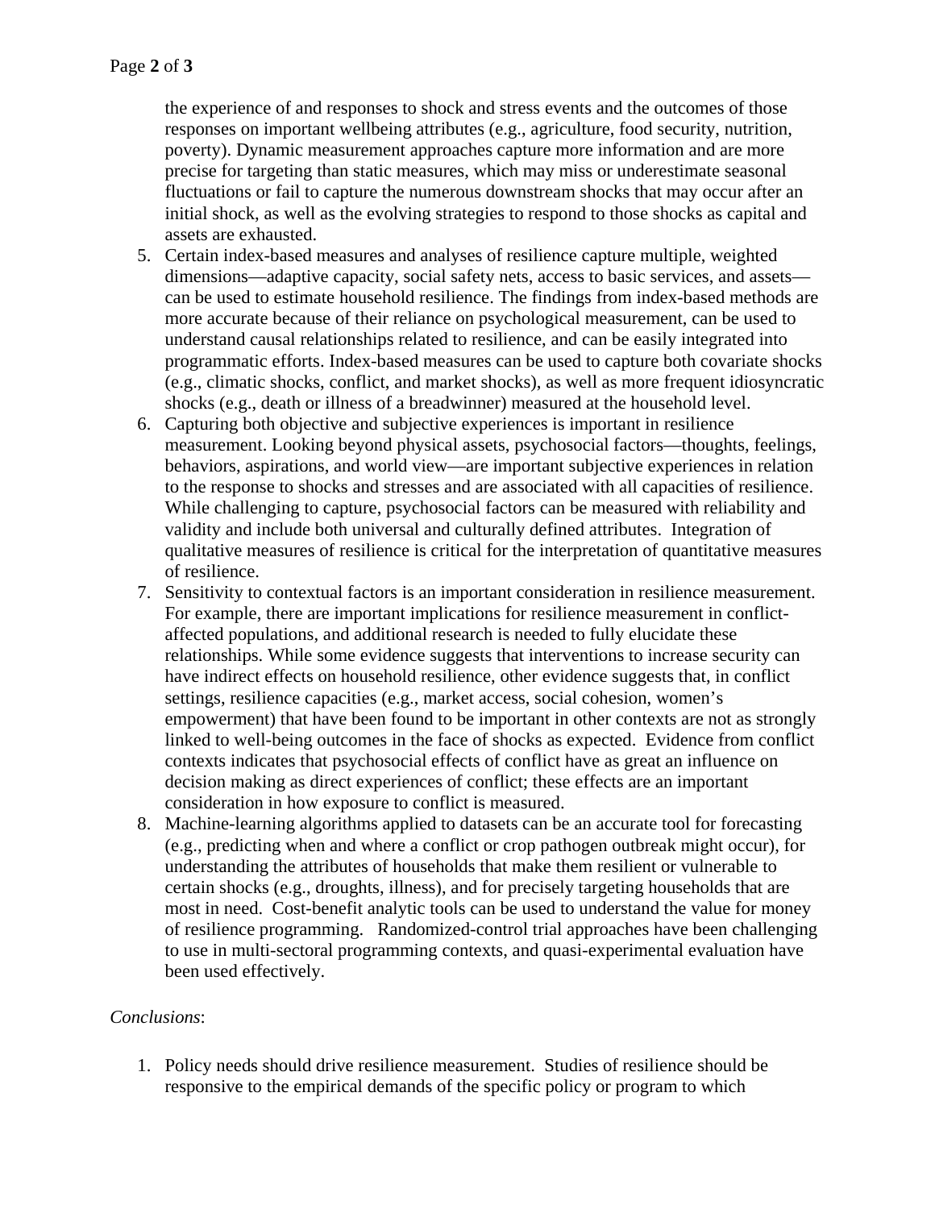the experience of and responses to shock and stress events and the outcomes of those responses on important wellbeing attributes (e.g., agriculture, food security, nutrition, poverty). Dynamic measurement approaches capture more information and are more precise for targeting than static measures, which may miss or underestimate seasonal fluctuations or fail to capture the numerous downstream shocks that may occur after an initial shock, as well as the evolving strategies to respond to those shocks as capital and assets are exhausted.

5. Certain index-based measures and analyses of resilience capture multiple, weighted dimensions—adaptive capacity, social safety nets, access to basic services, and assets—can be used to estimate household resilience. The findings from index-based methods are more accurate because of their reliance on psychological measurement, can be used to understand causal relationships related to resilience, and can be easily integrated into programmatic efforts. Index-based measures can be used to capture both covariate shocks (e.g., climatic shocks, conflict, and market shocks), as well as more frequent idiosyncratic shocks (e.g., death or illness of a breadwinner) measured at the household level.
6. Capturing both objective and subjective experiences is important in resilience measurement. Looking beyond physical assets, psychosocial factors—thoughts, feelings, behaviors, aspirations, and world view—are important subjective experiences in relation to the response to shocks and stresses and are associated with all capacities of resilience. While challenging to capture, psychosocial factors can be measured with reliability and validity and include both universal and culturally defined attributes. Integration of qualitative measures of resilience is critical for the interpretation of quantitative measures of resilience.
7. Sensitivity to contextual factors is an important consideration in resilience measurement. For example, there are important implications for resilience measurement in conflict-affected populations, and additional research is needed to fully elucidate these relationships. While some evidence suggests that interventions to increase security can have indirect effects on household resilience, other evidence suggests that, in conflict settings, resilience capacities (e.g., market access, social cohesion, women's empowerment) that have been found to be important in other contexts are not as strongly linked to well-being outcomes in the face of shocks as expected. Evidence from conflict contexts indicates that psychosocial effects of conflict have as great an influence on decision making as direct experiences of conflict; these effects are an important consideration in how exposure to conflict is measured.
8. Machine-learning algorithms applied to datasets can be an accurate tool for forecasting (e.g., predicting when and where a conflict or crop pathogen outbreak might occur), for understanding the attributes of households that make them resilient or vulnerable to certain shocks (e.g., droughts, illness), and for precisely targeting households that are most in need. Cost-benefit analytic tools can be used to understand the value for money of resilience programming. Randomized-control trial approaches have been challenging to use in multi-sectoral programming contexts, and quasi-experimental evaluation have been used effectively.

*Conclusions*:

1. Policy needs should drive resilience measurement. Studies of resilience should be responsive to the empirical demands of the specific policy or program to which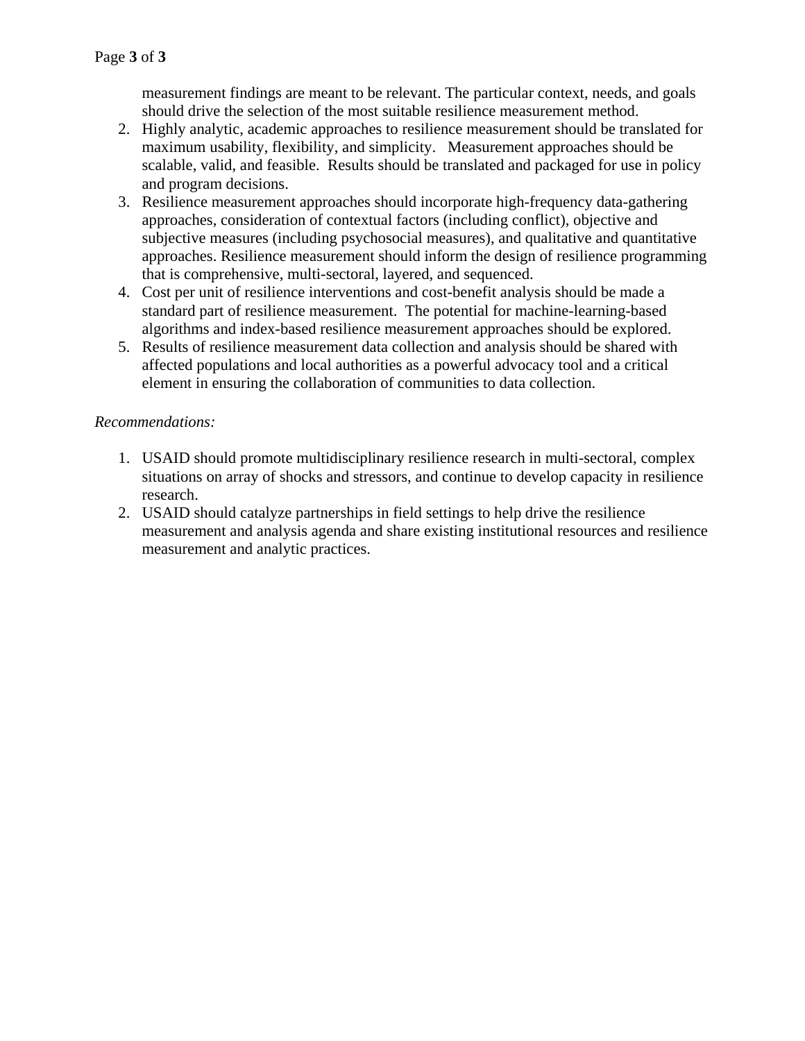measurement findings are meant to be relevant. The particular context, needs, and goals should drive the selection of the most suitable resilience measurement method.

2. Highly analytic, academic approaches to resilience measurement should be translated for maximum usability, flexibility, and simplicity. Measurement approaches should be scalable, valid, and feasible. Results should be translated and packaged for use in policy and program decisions.
3. Resilience measurement approaches should incorporate high-frequency data-gathering approaches, consideration of contextual factors (including conflict), objective and subjective measures (including psychosocial measures), and qualitative and quantitative approaches. Resilience measurement should inform the design of resilience programming that is comprehensive, multi-sectoral, layered, and sequenced.
4. Cost per unit of resilience interventions and cost-benefit analysis should be made a standard part of resilience measurement. The potential for machine-learning-based algorithms and index-based resilience measurement approaches should be explored.
5. Results of resilience measurement data collection and analysis should be shared with affected populations and local authorities as a powerful advocacy tool and a critical element in ensuring the collaboration of communities to data collection.

*Recommendations:*

1. USAID should promote multidisciplinary resilience research in multi-sectoral, complex situations on array of shocks and stressors, and continue to develop capacity in resilience research.
2. USAID should catalyze partnerships in field settings to help drive the resilience measurement and analysis agenda and share existing institutional resources and resilience measurement and analytic practices.